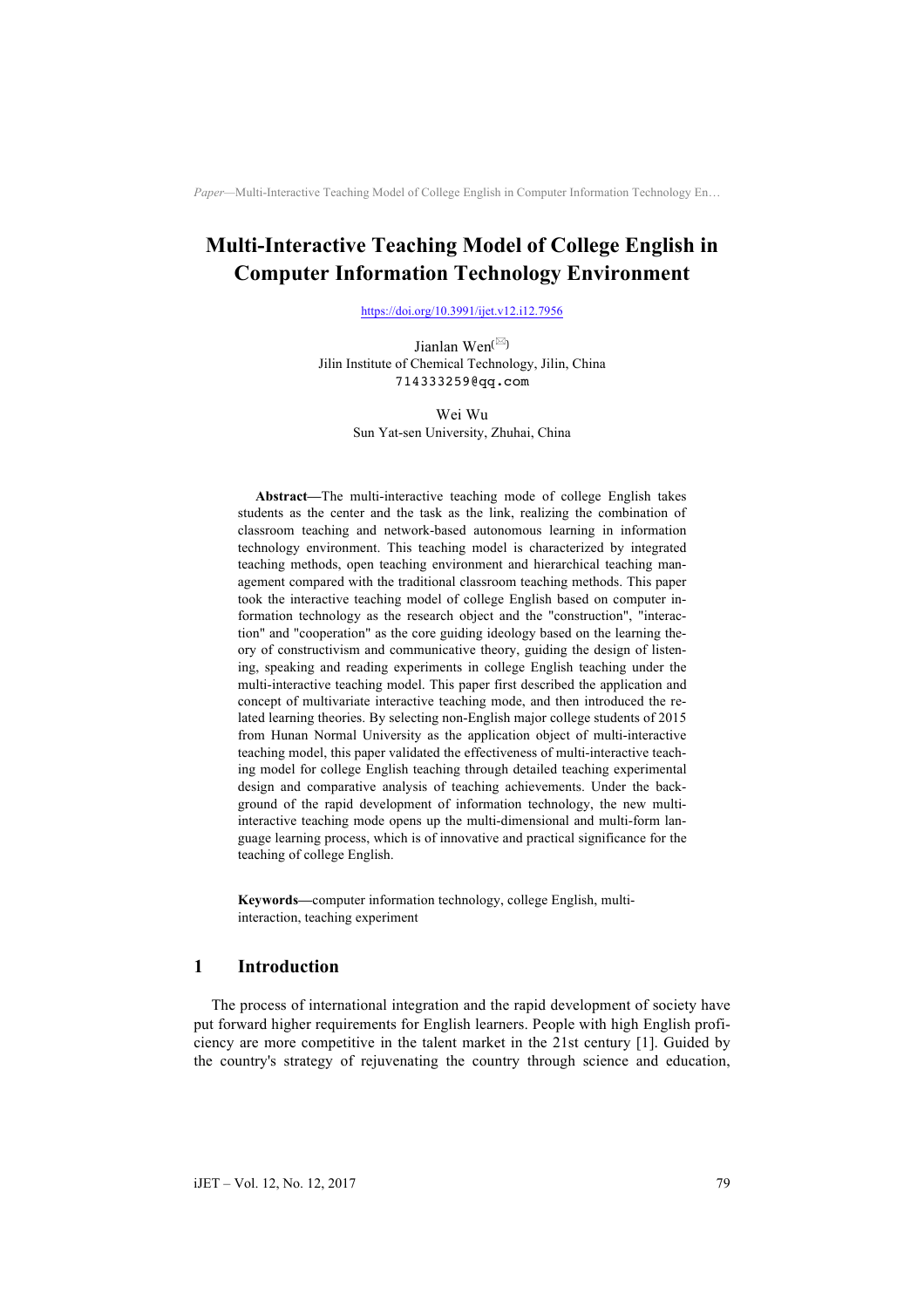# Multi-Interactive Teaching Model of College English in Computer Information Technology Environment

https://doi.org/10.3991/ijet.v12.i12.7956

Jianlan Wen(✉)
Jilin Institute of Chemical Technology, Jilin, China
714333259@qq.com

Wei Wu
Sun Yat-sen University, Zhuhai, China

**Abstract—**The multi-interactive teaching mode of college English takes students as the center and the task as the link, realizing the combination of classroom teaching and network-based autonomous learning in information technology environment. This teaching model is characterized by integrated teaching methods, open teaching environment and hierarchical teaching management compared with the traditional classroom teaching methods. This paper took the interactive teaching model of college English based on computer information technology as the research object and the "construction", "interaction" and "cooperation" as the core guiding ideology based on the learning theory of constructivism and communicative theory, guiding the design of listening, speaking and reading experiments in college English teaching under the multi-interactive teaching model. This paper first described the application and concept of multivariate interactive teaching mode, and then introduced the related learning theories. By selecting non-English major college students of 2015 from Hunan Normal University as the application object of multi-interactive teaching model, this paper validated the effectiveness of multi-interactive teaching model for college English teaching through detailed teaching experimental design and comparative analysis of teaching achievements. Under the background of the rapid development of information technology, the new multi-interactive teaching mode opens up the multi-dimensional and multi-form language learning process, which is of innovative and practical significance for the teaching of college English.

**Keywords—**computer information technology, college English, multi-interaction, teaching experiment

## 1 Introduction

The process of international integration and the rapid development of society have put forward higher requirements for English learners. People with high English proficiency are more competitive in the talent market in the 21st century [1]. Guided by the country's strategy of rejuvenating the country through science and education,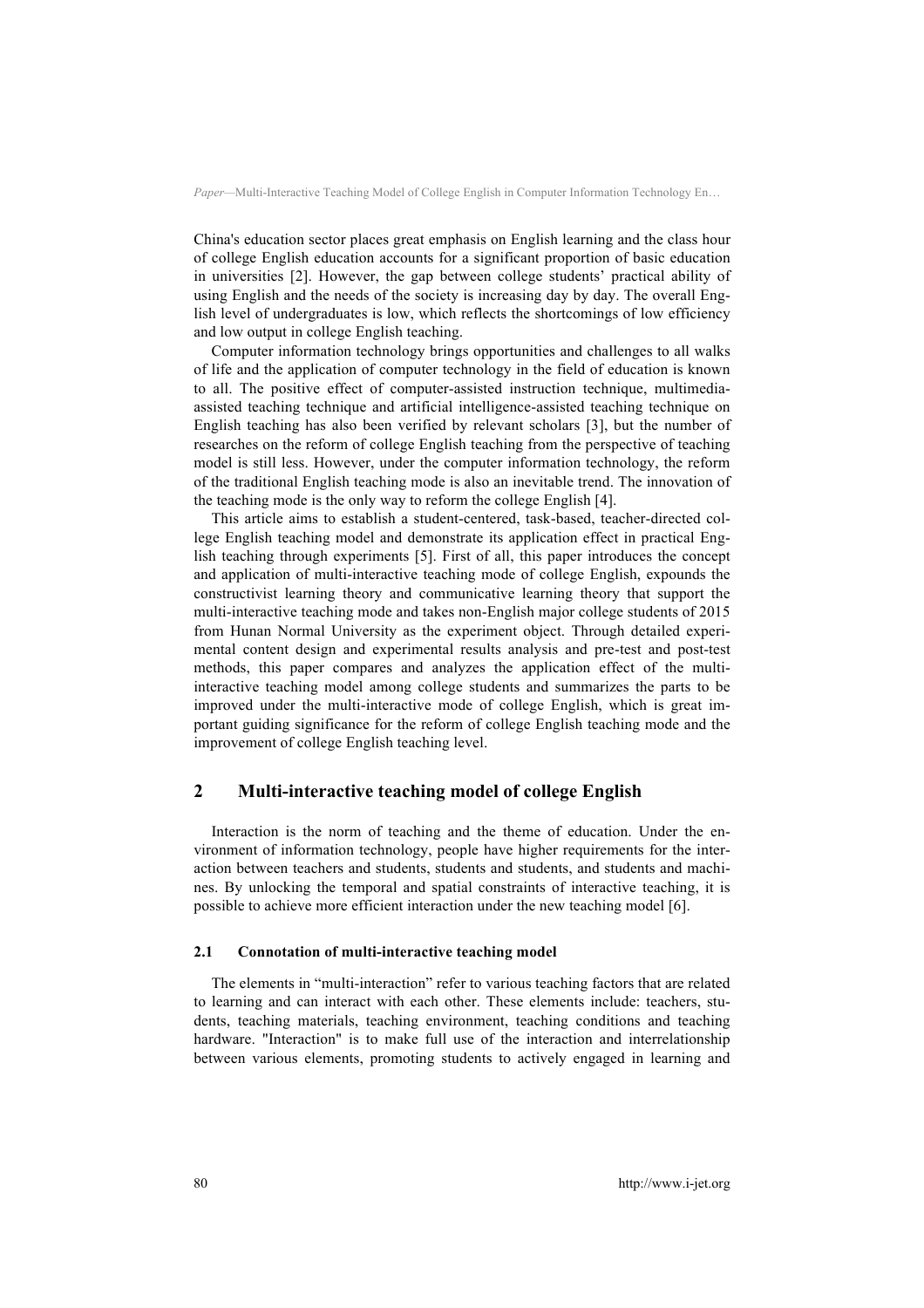China's education sector places great emphasis on English learning and the class hour of college English education accounts for a significant proportion of basic education in universities [2]. However, the gap between college students' practical ability of using English and the needs of the society is increasing day by day. The overall English level of undergraduates is low, which reflects the shortcomings of low efficiency and low output in college English teaching.

Computer information technology brings opportunities and challenges to all walks of life and the application of computer technology in the field of education is known to all. The positive effect of computer-assisted instruction technique, multimedia-assisted teaching technique and artificial intelligence-assisted teaching technique on English teaching has also been verified by relevant scholars [3], but the number of researches on the reform of college English teaching from the perspective of teaching model is still less. However, under the computer information technology, the reform of the traditional English teaching mode is also an inevitable trend. The innovation of the teaching mode is the only way to reform the college English [4].

This article aims to establish a student-centered, task-based, teacher-directed college English teaching model and demonstrate its application effect in practical English teaching through experiments [5]. First of all, this paper introduces the concept and application of multi-interactive teaching mode of college English, expounds the constructivist learning theory and communicative learning theory that support the multi-interactive teaching mode and takes non-English major college students of 2015 from Hunan Normal University as the experiment object. Through detailed experimental content design and experimental results analysis and pre-test and post-test methods, this paper compares and analyzes the application effect of the multi-interactive teaching model among college students and summarizes the parts to be improved under the multi-interactive mode of college English, which is great important guiding significance for the reform of college English teaching mode and the improvement of college English teaching level.

## 2 Multi-interactive teaching model of college English

Interaction is the norm of teaching and the theme of education. Under the environment of information technology, people have higher requirements for the interaction between teachers and students, students and students, and students and machines. By unlocking the temporal and spatial constraints of interactive teaching, it is possible to achieve more efficient interaction under the new teaching model [6].

### 2.1 Connotation of multi-interactive teaching model

The elements in "multi-interaction" refer to various teaching factors that are related to learning and can interact with each other. These elements include: teachers, students, teaching materials, teaching environment, teaching conditions and teaching hardware. "Interaction" is to make full use of the interaction and interrelationship between various elements, promoting students to actively engaged in learning and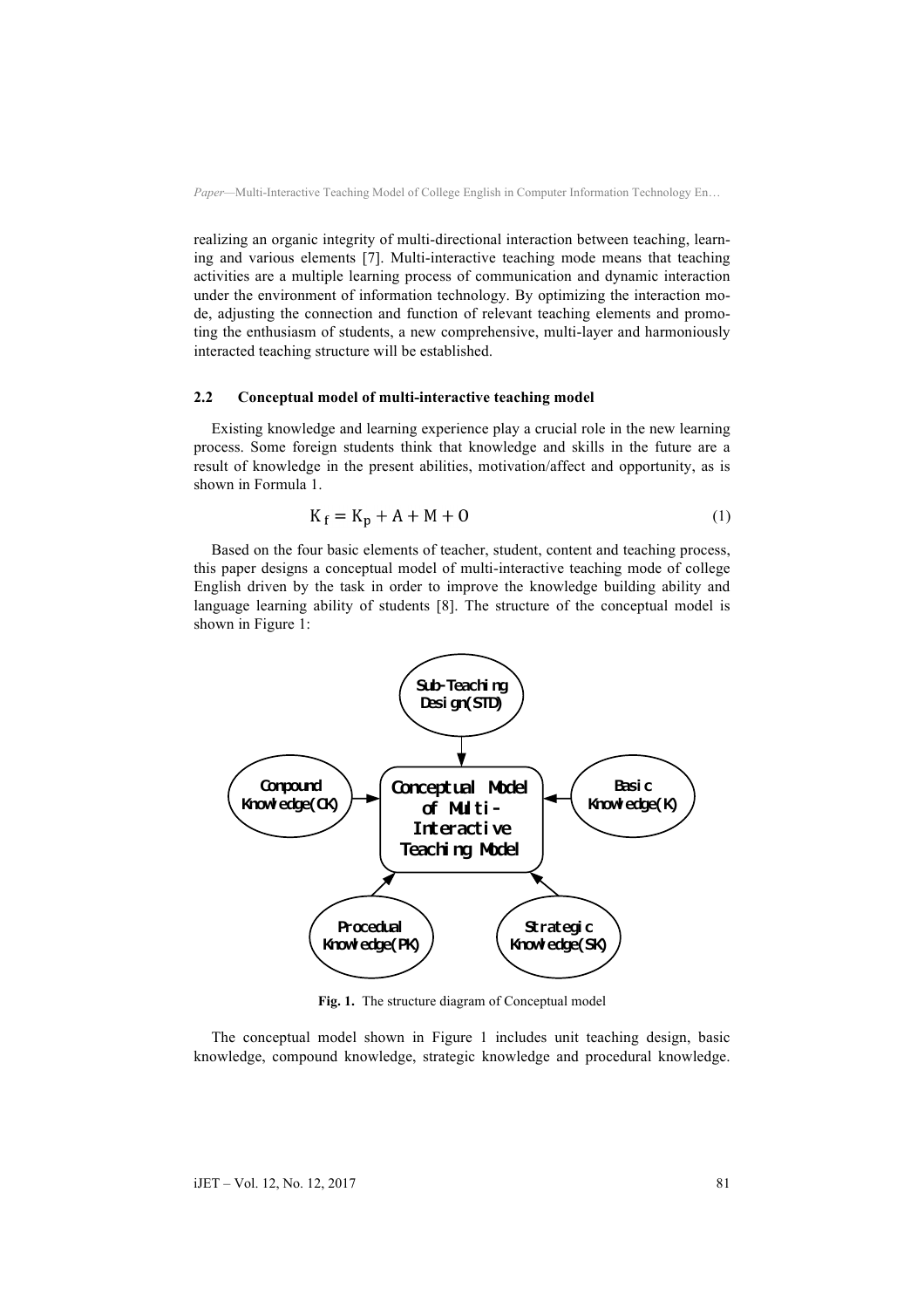realizing an organic integrity of multi-directional interaction between teaching, learning and various elements [7]. Multi-interactive teaching mode means that teaching activities are a multiple learning process of communication and dynamic interaction under the environment of information technology. By optimizing the interaction mode, adjusting the connection and function of relevant teaching elements and promoting the enthusiasm of students, a new comprehensive, multi-layer and harmoniously interacted teaching structure will be established.

### 2.2 Conceptual model of multi-interactive teaching model

Existing knowledge and learning experience play a crucial role in the new learning process. Some foreign students think that knowledge and skills in the future are a result of knowledge in the present abilities, motivation/affect and opportunity, as is shown in Formula 1.

$$K_f = K_p + A + M + O \tag{1}$$

Based on the four basic elements of teacher, student, content and teaching process, this paper designs a conceptual model of multi-interactive teaching mode of college English driven by the task in order to improve the knowledge building ability and language learning ability of students [8]. The structure of the conceptual model is shown in Figure 1:

Sub-Teaching Design(STD)

Conpound Knowledge(CK)

Conceptual Model of Multi-Interactive Teaching Model

Basic Knowledge(K)

Procedual Knowledge(PK)

Strategic Knowledge(SK)

**Fig. 1.** The structure diagram of Conceptual model

The conceptual model shown in Figure 1 includes unit teaching design, basic knowledge, compound knowledge, strategic knowledge and procedural knowledge.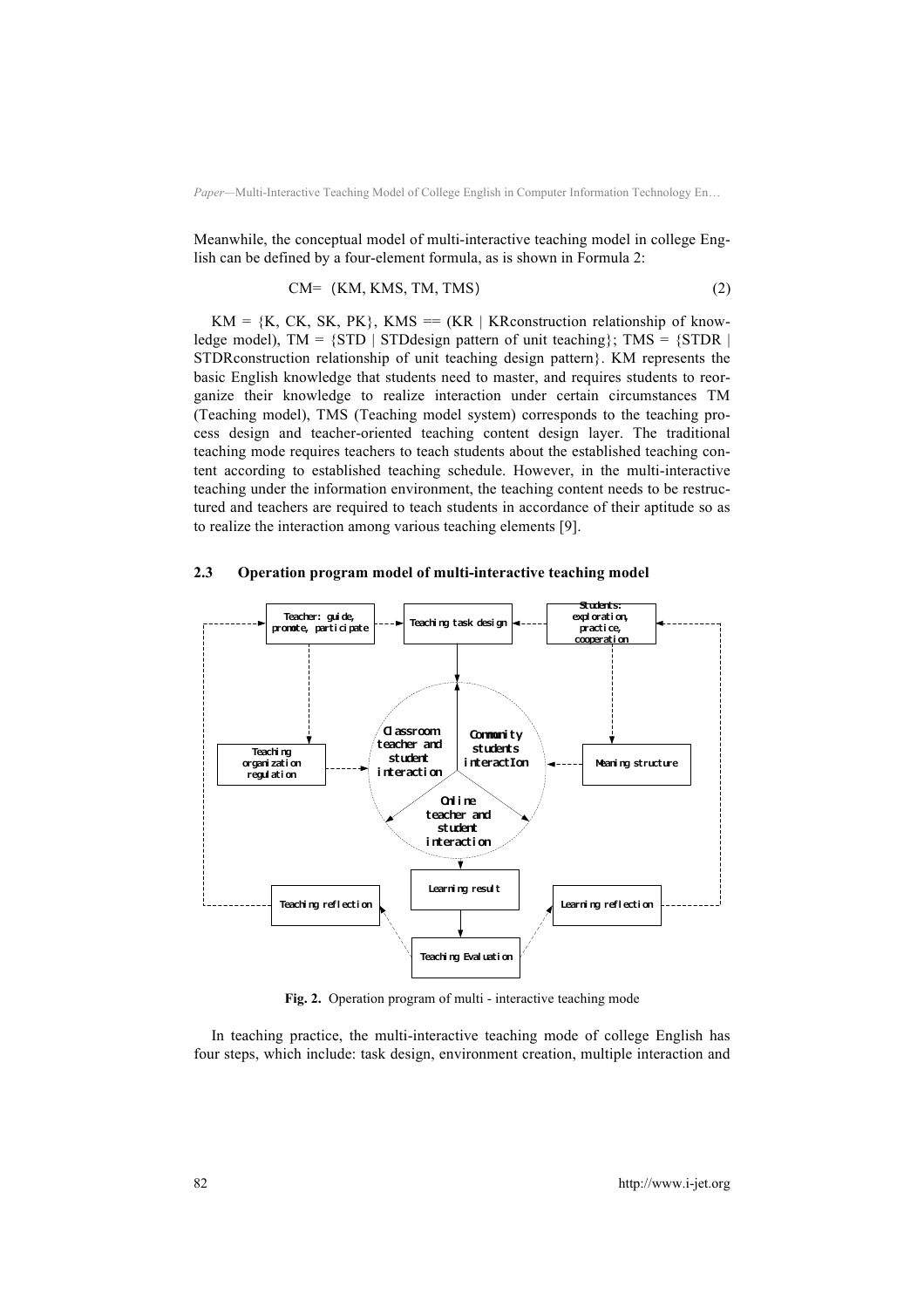Meanwhile, the conceptual model of multi-interactive teaching model in college English can be defined by a four-element formula, as is shown in Formula 2:

$$CM= (KM, KMS, TM, TMS) \tag{2}$$

KM = {K, CK, SK, PK}, KMS == (KR | KRconstruction relationship of knowledge model), TM = {STD | STDdesign pattern of unit teaching}; TMS = {STDR | STDRconstruction relationship of unit teaching design pattern}. KM represents the basic English knowledge that students need to master, and requires students to reorganize their knowledge to realize interaction under certain circumstances TM (Teaching model), TMS (Teaching model system) corresponds to the teaching process design and teacher-oriented teaching content design layer. The traditional teaching mode requires teachers to teach students about the established teaching content according to established teaching schedule. However, in the multi-interactive teaching under the information environment, the teaching content needs to be restructured and teachers are required to teach students in accordance of their aptitude so as to realize the interaction among various teaching elements [9].

### 2.3 Operation program model of multi-interactive teaching model

**Fig. 2.** Operation program of multi - interactive teaching mode

In teaching practice, the multi-interactive teaching mode of college English has four steps, which include: task design, environment creation, multiple interaction and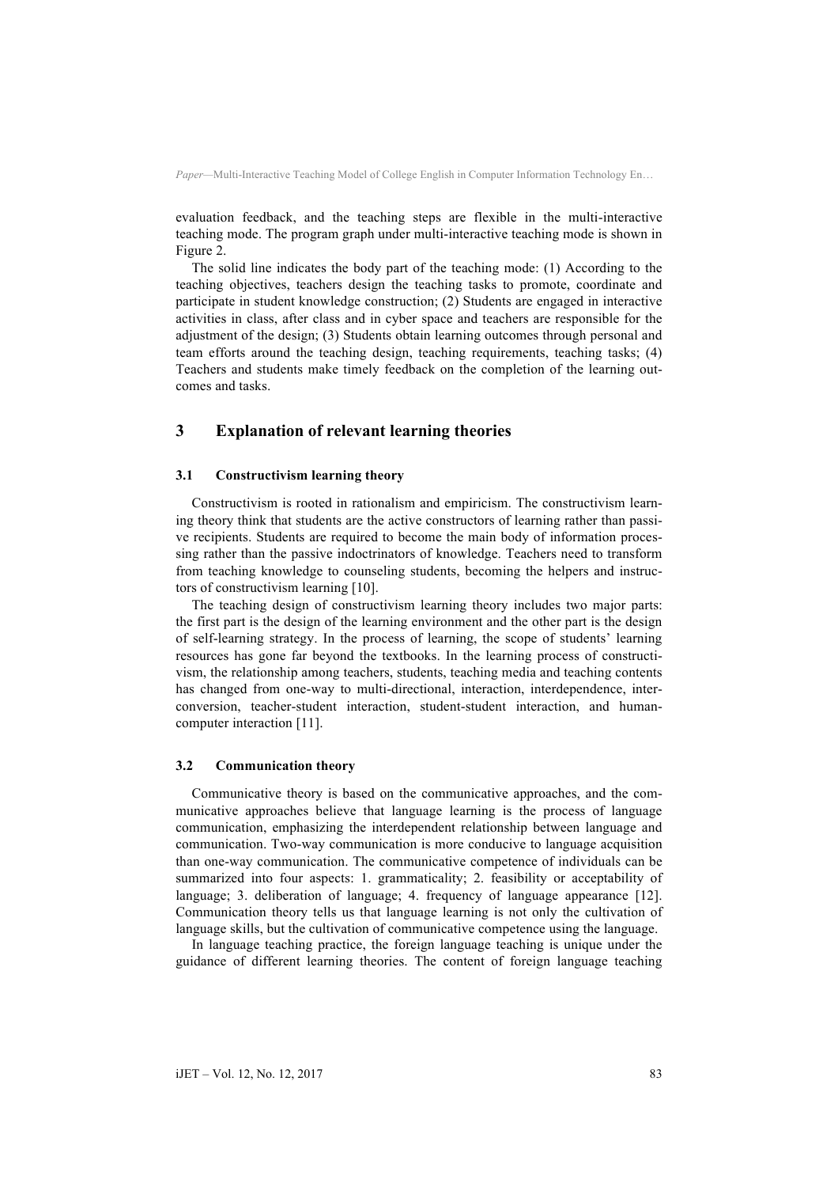evaluation feedback, and the teaching steps are flexible in the multi-interactive teaching mode. The program graph under multi-interactive teaching mode is shown in Figure 2.

The solid line indicates the body part of the teaching mode: (1) According to the teaching objectives, teachers design the teaching tasks to promote, coordinate and participate in student knowledge construction; (2) Students are engaged in interactive activities in class, after class and in cyber space and teachers are responsible for the adjustment of the design; (3) Students obtain learning outcomes through personal and team efforts around the teaching design, teaching requirements, teaching tasks; (4) Teachers and students make timely feedback on the completion of the learning outcomes and tasks.

## 3 Explanation of relevant learning theories

### 3.1 Constructivism learning theory

Constructivism is rooted in rationalism and empiricism. The constructivism learning theory think that students are the active constructors of learning rather than passive recipients. Students are required to become the main body of information processing rather than the passive indoctrinators of knowledge. Teachers need to transform from teaching knowledge to counseling students, becoming the helpers and instructors of constructivism learning [10].

The teaching design of constructivism learning theory includes two major parts: the first part is the design of the learning environment and the other part is the design of self-learning strategy. In the process of learning, the scope of students' learning resources has gone far beyond the textbooks. In the learning process of constructivism, the relationship among teachers, students, teaching media and teaching contents has changed from one-way to multi-directional, interaction, interdependence, interconversion, teacher-student interaction, student-student interaction, and human-computer interaction [11].

### 3.2 Communication theory

Communicative theory is based on the communicative approaches, and the communicative approaches believe that language learning is the process of language communication, emphasizing the interdependent relationship between language and communication. Two-way communication is more conducive to language acquisition than one-way communication. The communicative competence of individuals can be summarized into four aspects: 1. grammaticality; 2. feasibility or acceptability of language; 3. deliberation of language; 4. frequency of language appearance [12]. Communication theory tells us that language learning is not only the cultivation of language skills, but the cultivation of communicative competence using the language.

In language teaching practice, the foreign language teaching is unique under the guidance of different learning theories. The content of foreign language teaching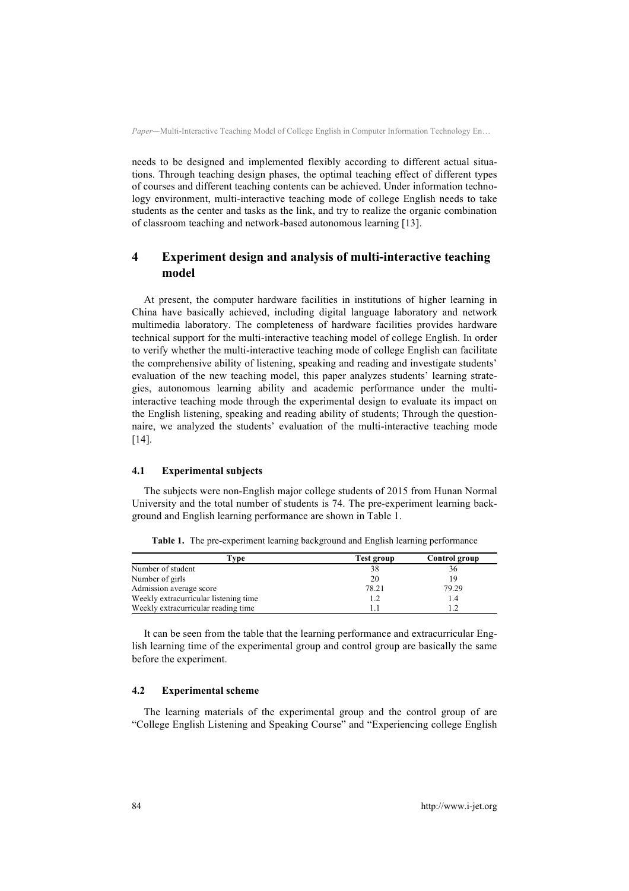needs to be designed and implemented flexibly according to different actual situations. Through teaching design phases, the optimal teaching effect of different types of courses and different teaching contents can be achieved. Under information technology environment, multi-interactive teaching mode of college English needs to take students as the center and tasks as the link, and try to realize the organic combination of classroom teaching and network-based autonomous learning [13].

## 4 Experiment design and analysis of multi-interactive teaching model

At present, the computer hardware facilities in institutions of higher learning in China have basically achieved, including digital language laboratory and network multimedia laboratory. The completeness of hardware facilities provides hardware technical support for the multi-interactive teaching model of college English. In order to verify whether the multi-interactive teaching mode of college English can facilitate the comprehensive ability of listening, speaking and reading and investigate students' evaluation of the new teaching model, this paper analyzes students' learning strategies, autonomous learning ability and academic performance under the multi-interactive teaching mode through the experimental design to evaluate its impact on the English listening, speaking and reading ability of students; Through the questionnaire, we analyzed the students' evaluation of the multi-interactive teaching mode [14].

### 4.1 Experimental subjects

The subjects were non-English major college students of 2015 from Hunan Normal University and the total number of students is 74. The pre-experiment learning background and English learning performance are shown in Table 1.

**Table 1.** The pre-experiment learning background and English learning performance

| Type | Test group | Control group |
|---|---|---|
| Number of student | 38 | 36 |
| Number of girls | 20 | 19 |
| Admission average score | 78.21 | 79.29 |
| Weekly extracurricular listening time | 1.2 | 1.4 |
| Weekly extracurricular reading time | 1.1 | 1.2 |

It can be seen from the table that the learning performance and extracurricular English learning time of the experimental group and control group are basically the same before the experiment.

### 4.2 Experimental scheme

The learning materials of the experimental group and the control group of are "College English Listening and Speaking Course" and "Experiencing college English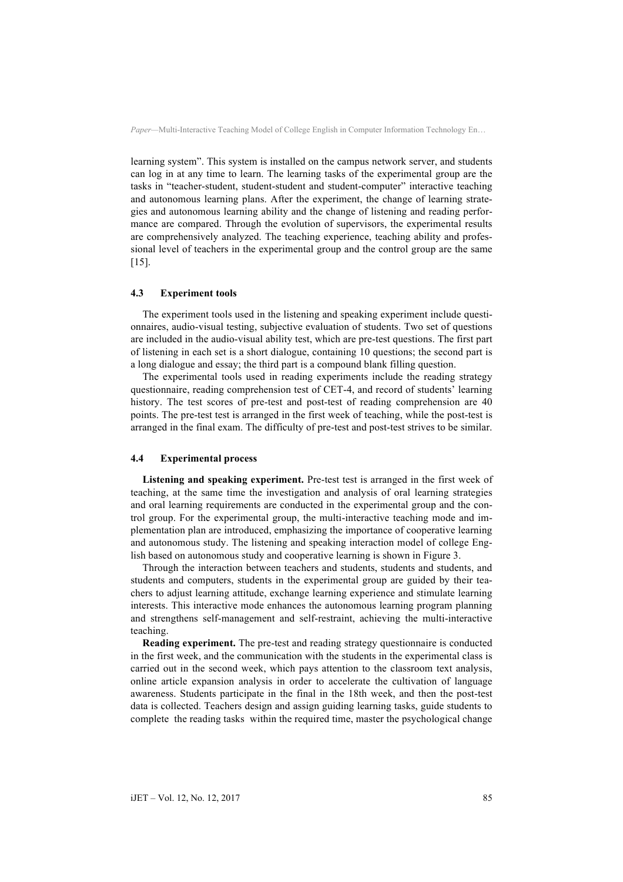learning system". This system is installed on the campus network server, and students can log in at any time to learn. The learning tasks of the experimental group are the tasks in "teacher-student, student-student and student-computer" interactive teaching and autonomous learning plans. After the experiment, the change of learning strategies and autonomous learning ability and the change of listening and reading performance are compared. Through the evolution of supervisors, the experimental results are comprehensively analyzed. The teaching experience, teaching ability and professional level of teachers in the experimental group and the control group are the same [15].

### 4.3 Experiment tools

The experiment tools used in the listening and speaking experiment include questionnaires, audio-visual testing, subjective evaluation of students. Two set of questions are included in the audio-visual ability test, which are pre-test questions. The first part of listening in each set is a short dialogue, containing 10 questions; the second part is a long dialogue and essay; the third part is a compound blank filling question.

The experimental tools used in reading experiments include the reading strategy questionnaire, reading comprehension test of CET-4, and record of students' learning history. The test scores of pre-test and post-test of reading comprehension are 40 points. The pre-test test is arranged in the first week of teaching, while the post-test is arranged in the final exam. The difficulty of pre-test and post-test strives to be similar.

### 4.4 Experimental process

**Listening and speaking experiment.** Pre-test test is arranged in the first week of teaching, at the same time the investigation and analysis of oral learning strategies and oral learning requirements are conducted in the experimental group and the control group. For the experimental group, the multi-interactive teaching mode and implementation plan are introduced, emphasizing the importance of cooperative learning and autonomous study. The listening and speaking interaction model of college English based on autonomous study and cooperative learning is shown in Figure 3.

Through the interaction between teachers and students, students and students, and students and computers, students in the experimental group are guided by their teachers to adjust learning attitude, exchange learning experience and stimulate learning interests. This interactive mode enhances the autonomous learning program planning and strengthens self-management and self-restraint, achieving the multi-interactive teaching.

**Reading experiment.** The pre-test and reading strategy questionnaire is conducted in the first week, and the communication with the students in the experimental class is carried out in the second week, which pays attention to the classroom text analysis, online article expansion analysis in order to accelerate the cultivation of language awareness. Students participate in the final in the 18th week, and then the post-test data is collected. Teachers design and assign guiding learning tasks, guide students to complete the reading tasks within the required time, master the psychological change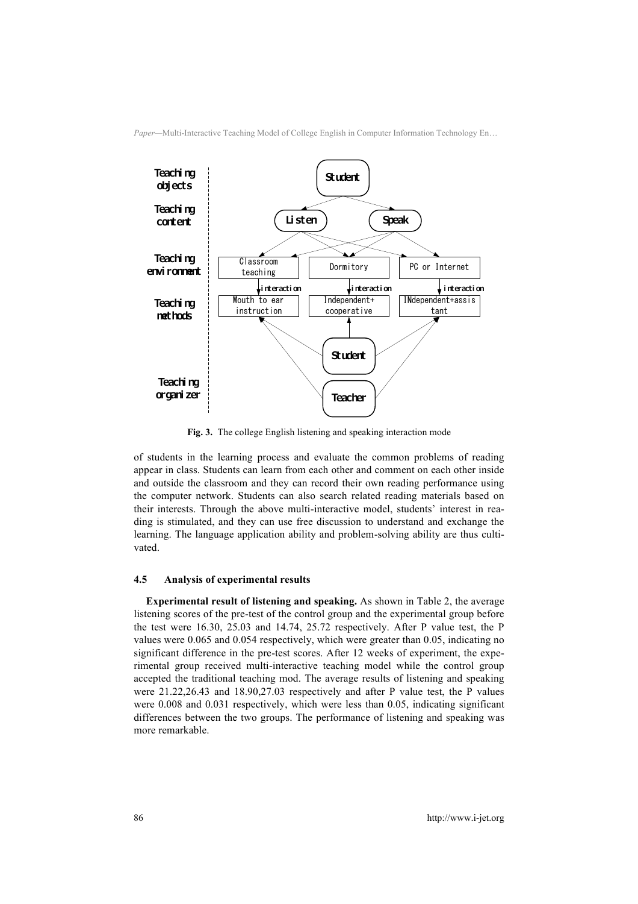Fig. 3. The college English listening and speaking interaction mode

of students in the learning process and evaluate the common problems of reading appear in class. Students can learn from each other and comment on each other inside and outside the classroom and they can record their own reading performance using the computer network. Students can also search related reading materials based on their interests. Through the above multi-interactive model, students' interest in reading is stimulated, and they can use free discussion to understand and exchange the learning. The language application ability and problem-solving ability are thus cultivated.

### 4.5 Analysis of experimental results

**Experimental result of listening and speaking.** As shown in Table 2, the average listening scores of the pre-test of the control group and the experimental group before the test were 16.30, 25.03 and 14.74, 25.72 respectively. After P value test, the P values were 0.065 and 0.054 respectively, which were greater than 0.05, indicating no significant difference in the pre-test scores. After 12 weeks of experiment, the experimental group received multi-interactive teaching model while the control group accepted the traditional teaching mod. The average results of listening and speaking were 21.22,26.43 and 18.90,27.03 respectively and after P value test, the P values were 0.008 and 0.031 respectively, which were less than 0.05, indicating significant differences between the two groups. The performance of listening and speaking was more remarkable.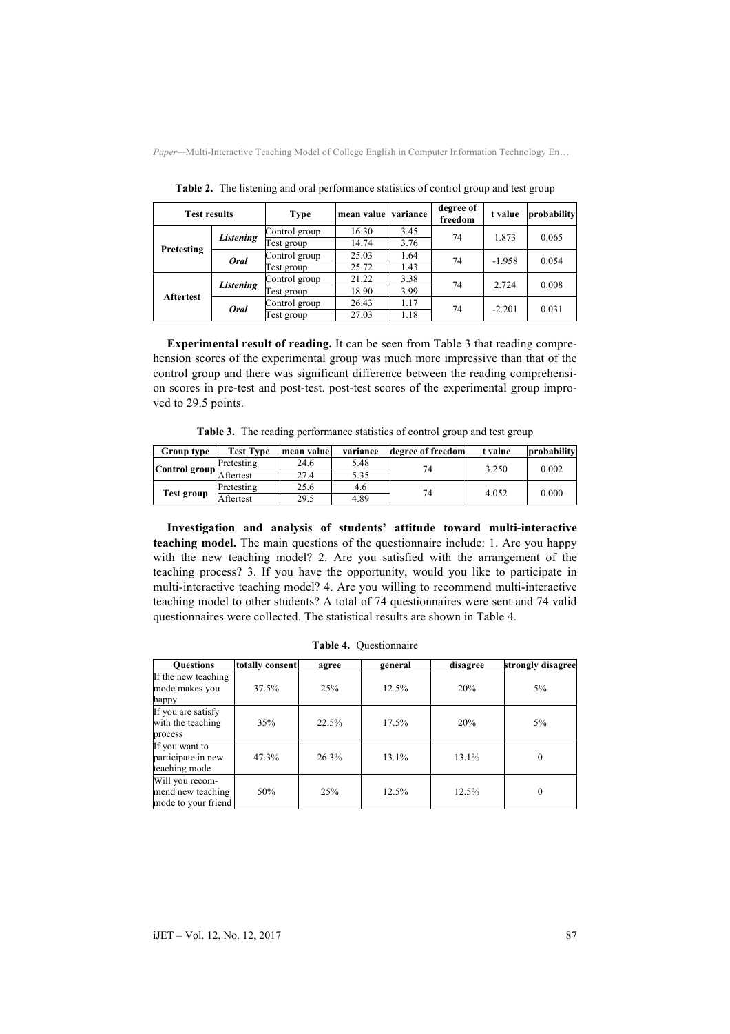**Table 2.** The listening and oral performance statistics of control group and test group

| Test results | | Type | mean value | variance | degree of freedom | t value | probability |
|---|---|---|---|---|---|---|---|
| Pretesting | *Listening* | Control group | 16.30 | 3.45 | 74 | 1.873 | 0.065 |
| | | Test group | 14.74 | 3.76 | | | |
| | *Oral* | Control group | 25.03 | 1.64 | 74 | -1.958 | 0.054 |
| | | Test group | 25.72 | 1.43 | | | |
| Aftertest | *Listening* | Control group | 21.22 | 3.38 | 74 | 2.724 | 0.008 |
| | | Test group | 18.90 | 3.99 | | | |
| | *Oral* | Control group | 26.43 | 1.17 | 74 | -2.201 | 0.031 |
| | | Test group | 27.03 | 1.18 | | | |

**Experimental result of reading.** It can be seen from Table 3 that reading comprehension scores of the experimental group was much more impressive than that of the control group and there was significant difference between the reading comprehension scores in pre-test and post-test. post-test scores of the experimental group improved to 29.5 points.

**Table 3.** The reading performance statistics of control group and test group

| Group type | Test Type | mean value | variance | degree of freedom | t value | probability |
|---|---|---|---|---|---|---|
| Control group | Pretesting | 24.6 | 5.48 | 74 | 3.250 | 0.002 |
| | Aftertest | 27.4 | 5.35 | | | |
| Test group | Pretesting | 25.6 | 4.6 | 74 | 4.052 | 0.000 |
| | Aftertest | 29.5 | 4.89 | | | |

**Investigation and analysis of students' attitude toward multi-interactive teaching model.** The main questions of the questionnaire include: 1. Are you happy with the new teaching model? 2. Are you satisfied with the arrangement of the teaching process? 3. If you have the opportunity, would you like to participate in multi-interactive teaching model? 4. Are you willing to recommend multi-interactive teaching model to other students? A total of 74 questionnaires were sent and 74 valid questionnaires were collected. The statistical results are shown in Table 4.

**Table 4.** Questionnaire

| Questions | totally consent | agree | general | disagree | strongly disagree |
|---|---|---|---|---|---|
| If the new teaching mode makes you happy | 37.5% | 25% | 12.5% | 20% | 5% |
| If you are satisfy with the teaching process | 35% | 22.5% | 17.5% | 20% | 5% |
| If you want to participate in new teaching mode | 47.3% | 26.3% | 13.1% | 13.1% | 0 |
| Will you recommend new teaching mode to your friend | 50% | 25% | 12.5% | 12.5% | 0 |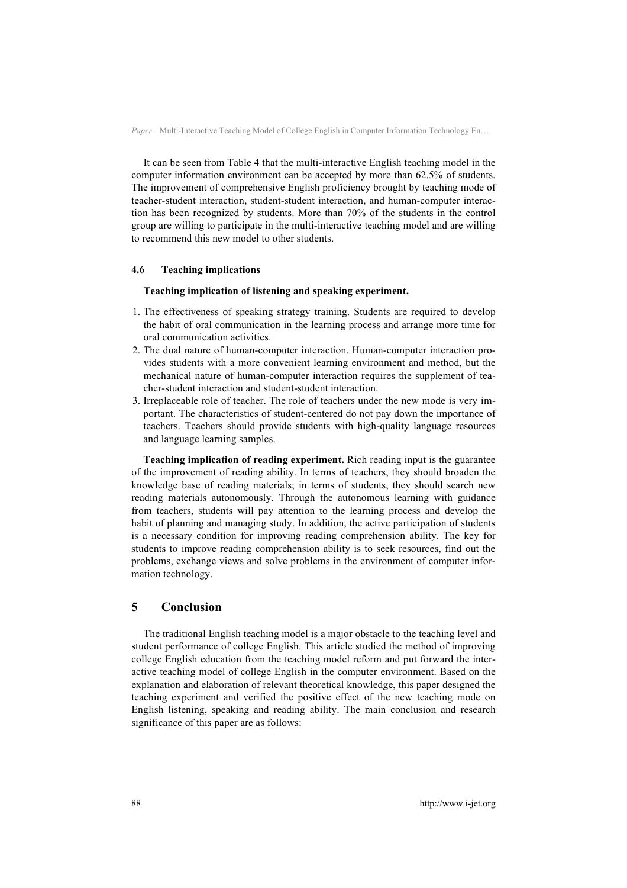It can be seen from Table 4 that the multi-interactive English teaching model in the computer information environment can be accepted by more than 62.5% of students. The improvement of comprehensive English proficiency brought by teaching mode of teacher-student interaction, student-student interaction, and human-computer interaction has been recognized by students. More than 70% of the students in the control group are willing to participate in the multi-interactive teaching model and are willing to recommend this new model to other students.

### 4.6 Teaching implications

**Teaching implication of listening and speaking experiment.**

1. The effectiveness of speaking strategy training. Students are required to develop the habit of oral communication in the learning process and arrange more time for oral communication activities.
2. The dual nature of human-computer interaction. Human-computer interaction provides students with a more convenient learning environment and method, but the mechanical nature of human-computer interaction requires the supplement of teacher-student interaction and student-student interaction.
3. Irreplaceable role of teacher. The role of teachers under the new mode is very important. The characteristics of student-centered do not pay down the importance of teachers. Teachers should provide students with high-quality language resources and language learning samples.

**Teaching implication of reading experiment.** Rich reading input is the guarantee of the improvement of reading ability. In terms of teachers, they should broaden the knowledge base of reading materials; in terms of students, they should search new reading materials autonomously. Through the autonomous learning with guidance from teachers, students will pay attention to the learning process and develop the habit of planning and managing study. In addition, the active participation of students is a necessary condition for improving reading comprehension ability. The key for students to improve reading comprehension ability is to seek resources, find out the problems, exchange views and solve problems in the environment of computer information technology.

## 5 Conclusion

The traditional English teaching model is a major obstacle to the teaching level and student performance of college English. This article studied the method of improving college English education from the teaching model reform and put forward the interactive teaching model of college English in the computer environment. Based on the explanation and elaboration of relevant theoretical knowledge, this paper designed the teaching experiment and verified the positive effect of the new teaching mode on English listening, speaking and reading ability. The main conclusion and research significance of this paper are as follows: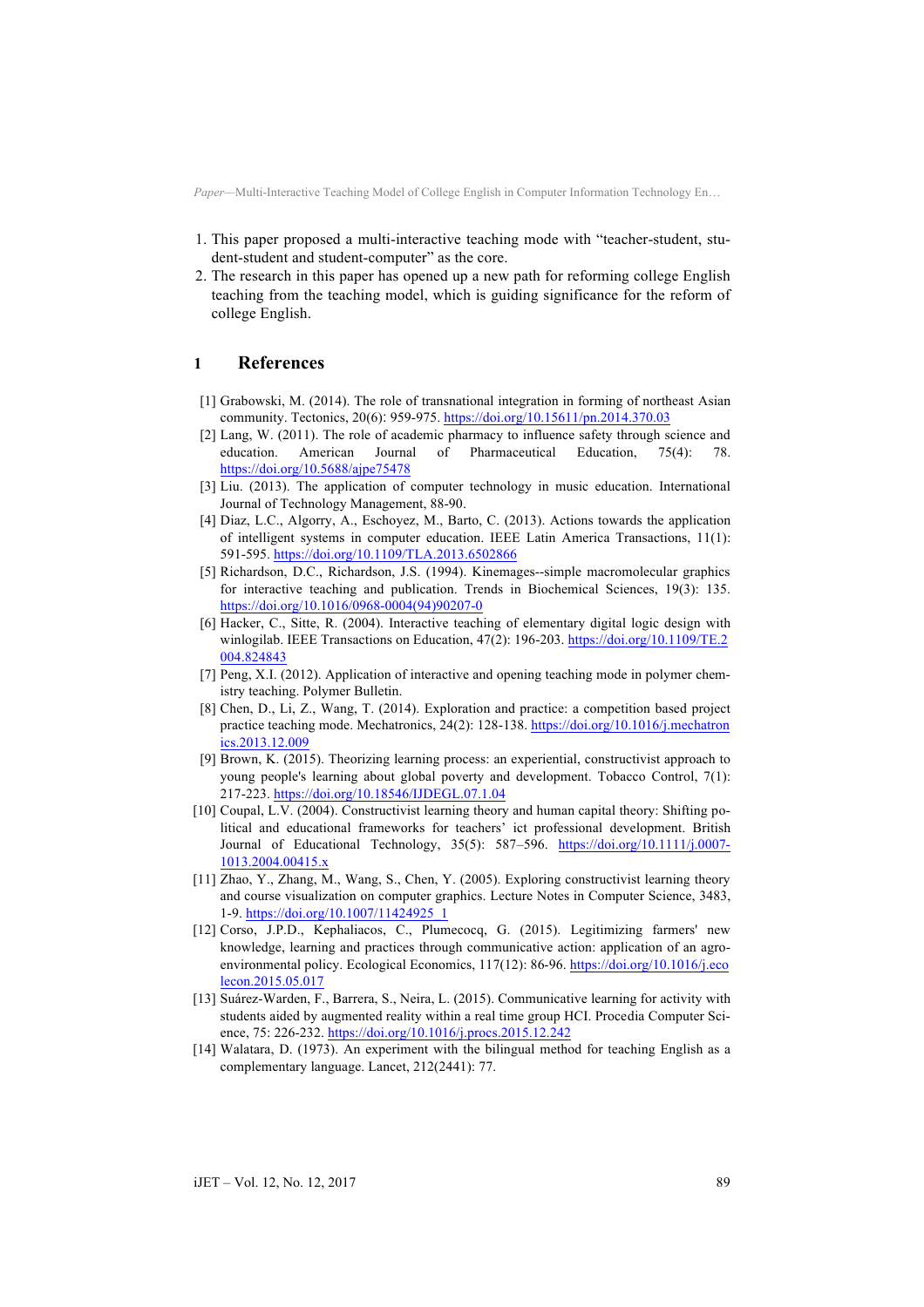1. This paper proposed a multi-interactive teaching mode with "teacher-student, student-student and student-computer" as the core.
2. The research in this paper has opened up a new path for reforming college English teaching from the teaching model, which is guiding significance for the reform of college English.

## 1 References

[1] Grabowski, M. (2014). The role of transnational integration in forming of northeast Asian community. Tectonics, 20(6): 959-975. https://doi.org/10.15611/pn.2014.370.03

[2] Lang, W. (2011). The role of academic pharmacy to influence safety through science and education. American Journal of Pharmaceutical Education, 75(4): 78. https://doi.org/10.5688/ajpe75478

[3] Liu. (2013). The application of computer technology in music education. International Journal of Technology Management, 88-90.

[4] Diaz, L.C., Algorry, A., Eschoyez, M., Barto, C. (2013). Actions towards the application of intelligent systems in computer education. IEEE Latin America Transactions, 11(1): 591-595. https://doi.org/10.1109/TLA.2013.6502866

[5] Richardson, D.C., Richardson, J.S. (1994). Kinemages--simple macromolecular graphics for interactive teaching and publication. Trends in Biochemical Sciences, 19(3): 135. https://doi.org/10.1016/0968-0004(94)90207-0

[6] Hacker, C., Sitte, R. (2004). Interactive teaching of elementary digital logic design with winlogilab. IEEE Transactions on Education, 47(2): 196-203. https://doi.org/10.1109/TE.2004.824843

[7] Peng, X.I. (2012). Application of interactive and opening teaching mode in polymer chemistry teaching. Polymer Bulletin.

[8] Chen, D., Li, Z., Wang, T. (2014). Exploration and practice: a competition based project practice teaching mode. Mechatronics, 24(2): 128-138. https://doi.org/10.1016/j.mechatronics.2013.12.009

[9] Brown, K. (2015). Theorizing learning process: an experiential, constructivist approach to young people's learning about global poverty and development. Tobacco Control, 7(1): 217-223. https://doi.org/10.18546/IJDEGL.07.1.04

[10] Coupal, L.V. (2004). Constructivist learning theory and human capital theory: Shifting political and educational frameworks for teachers' ict professional development. British Journal of Educational Technology, 35(5): 587–596. https://doi.org/10.1111/j.0007-1013.2004.00415.x

[11] Zhao, Y., Zhang, M., Wang, S., Chen, Y. (2005). Exploring constructivist learning theory and course visualization on computer graphics. Lecture Notes in Computer Science, 3483, 1-9. https://doi.org/10.1007/11424925_1

[12] Corso, J.P.D., Kephaliacos, C., Plumecocq, G. (2015). Legitimizing farmers' new knowledge, learning and practices through communicative action: application of an agro-environmental policy. Ecological Economics, 117(12): 86-96. https://doi.org/10.1016/j.ecolecon.2015.05.017

[13] Suárez-Warden, F., Barrera, S., Neira, L. (2015). Communicative learning for activity with students aided by augmented reality within a real time group HCI. Procedia Computer Science, 75: 226-232. https://doi.org/10.1016/j.procs.2015.12.242

[14] Walatara, D. (1973). An experiment with the bilingual method for teaching English as a complementary language. Lancet, 212(2441): 77.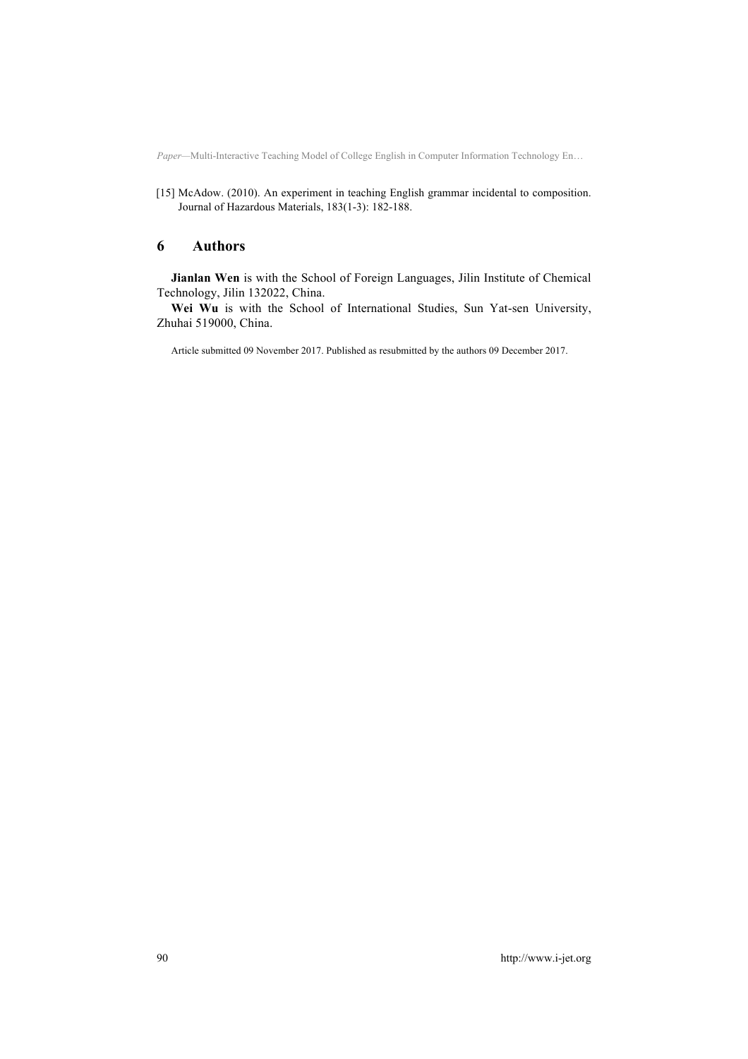[15] McAdow. (2010). An experiment in teaching English grammar incidental to composition. Journal of Hazardous Materials, 183(1-3): 182-188.

## 6 Authors

**Jianlan Wen** is with the School of Foreign Languages, Jilin Institute of Chemical Technology, Jilin 132022, China.

**Wei Wu** is with the School of International Studies, Sun Yat-sen University, Zhuhai 519000, China.

Article submitted 09 November 2017. Published as resubmitted by the authors 09 December 2017.